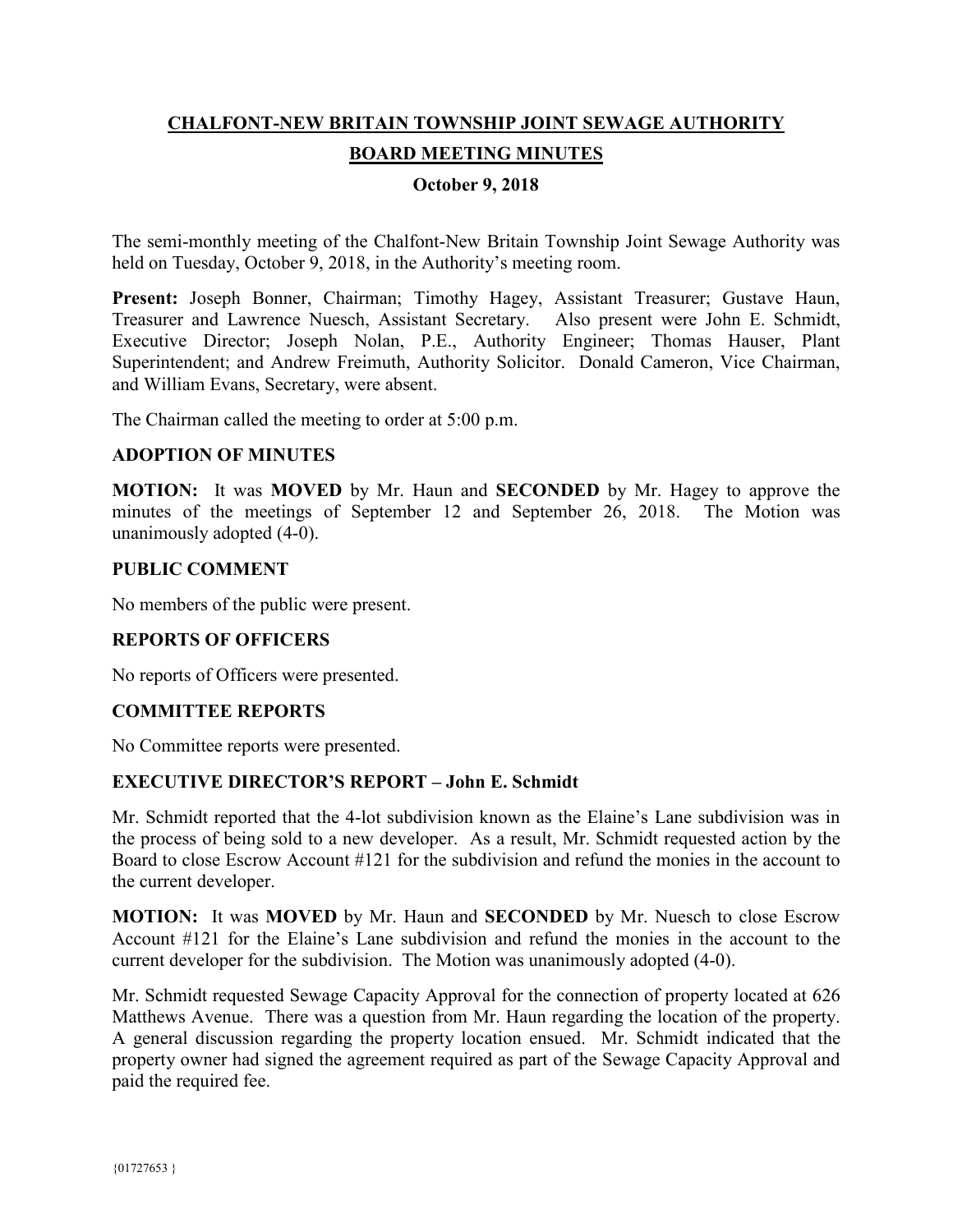# CHALFONT-NEW BRITAIN TOWNSHIP JOINT SEWAGE AUTHORITY

## BOARD MEETING MINUTES

### October 9, 2018

The semi-monthly meeting of the Chalfont-New Britain Township Joint Sewage Authority was held on Tuesday, October 9, 2018, in the Authority's meeting room.

**Present:** Joseph Bonner, Chairman; Timothy Hagey, Assistant Treasurer; Gustave Haun, Treasurer and Lawrence Nuesch, Assistant Secretary. Also present were John E. Schmidt, Executive Director; Joseph Nolan, P.E., Authority Engineer; Thomas Hauser, Plant Superintendent; and Andrew Freimuth, Authority Solicitor. Donald Cameron, Vice Chairman, and William Evans, Secretary, were absent.

The Chairman called the meeting to order at 5:00 p.m.

### ADOPTION OF MINUTES

**MOTION:** It was **MOVED** by Mr. Haun and **SECONDED** by Mr. Hagey to approve the minutes of the meetings of September 12 and September 26, 2018. The Motion was unanimously adopted (4-0).

### PUBLIC COMMENT

No members of the public were present.

### REPORTS OF OFFICERS

No reports of Officers were presented.

### COMMITTEE REPORTS

No Committee reports were presented.

### EXECUTIVE DIRECTOR'S REPORT – John E. Schmidt

Mr. Schmidt reported that the 4-lot subdivision known as the Elaine's Lane subdivision was in the process of being sold to a new developer. As a result, Mr. Schmidt requested action by the Board to close Escrow Account #121 for the subdivision and refund the monies in the account to the current developer.

**MOTION:** It was **MOVED** by Mr. Haun and **SECONDED** by Mr. Nuesch to close Escrow Account #121 for the Elaine's Lane subdivision and refund the monies in the account to the current developer for the subdivision. The Motion was unanimously adopted (4-0).

Mr. Schmidt requested Sewage Capacity Approval for the connection of property located at 626 Matthews Avenue. There was a question from Mr. Haun regarding the location of the property. A general discussion regarding the property location ensued. Mr. Schmidt indicated that the property owner had signed the agreement required as part of the Sewage Capacity Approval and paid the required fee.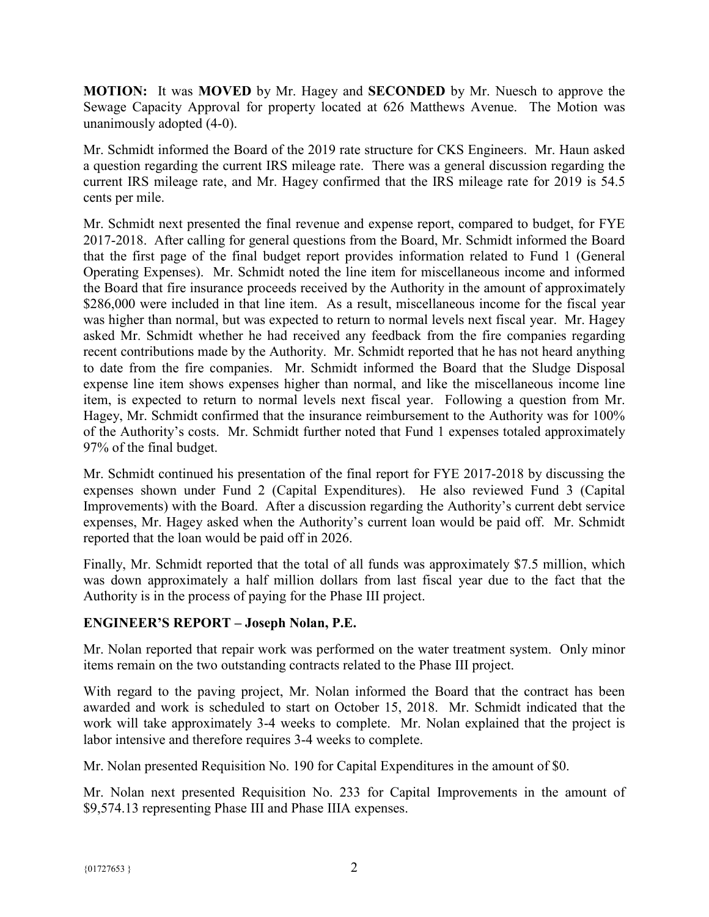**MOTION:** It was **MOVED** by Mr. Hagey and **SECONDED** by Mr. Nuesch to approve the Sewage Capacity Approval for property located at 626 Matthews Avenue. The Motion was unanimously adopted (4-0).

Mr. Schmidt informed the Board of the 2019 rate structure for CKS Engineers. Mr. Haun asked a question regarding the current IRS mileage rate. There was a general discussion regarding the current IRS mileage rate, and Mr. Hagey confirmed that the IRS mileage rate for 2019 is 54.5 cents per mile.

Mr. Schmidt next presented the final revenue and expense report, compared to budget, for FYE 2017-2018. After calling for general questions from the Board, Mr. Schmidt informed the Board that the first page of the final budget report provides information related to Fund 1 (General Operating Expenses). Mr. Schmidt noted the line item for miscellaneous income and informed the Board that fire insurance proceeds received by the Authority in the amount of approximately $286,000 were included in that line item. As a result, miscellaneous income for the fiscal year was higher than normal, but was expected to return to normal levels next fiscal year. Mr. Hagey asked Mr. Schmidt whether he had received any feedback from the fire companies regarding recent contributions made by the Authority. Mr. Schmidt reported that he has not heard anything to date from the fire companies. Mr. Schmidt informed the Board that the Sludge Disposal expense line item shows expenses higher than normal, and like the miscellaneous income line item, is expected to return to normal levels next fiscal year. Following a question from Mr. Hagey, Mr. Schmidt confirmed that the insurance reimbursement to the Authority was for 100% of the Authority's costs. Mr. Schmidt further noted that Fund 1 expenses totaled approximately 97% of the final budget.

Mr. Schmidt continued his presentation of the final report for FYE 2017-2018 by discussing the expenses shown under Fund 2 (Capital Expenditures). He also reviewed Fund 3 (Capital Improvements) with the Board. After a discussion regarding the Authority's current debt service expenses, Mr. Hagey asked when the Authority's current loan would be paid off. Mr. Schmidt reported that the loan would be paid off in 2026.

Finally, Mr. Schmidt reported that the total of all funds was approximately $7.5 million, which was down approximately a half million dollars from last fiscal year due to the fact that the Authority is in the process of paying for the Phase III project.

## ENGINEER'S REPORT – Joseph Nolan, P.E.

Mr. Nolan reported that repair work was performed on the water treatment system. Only minor items remain on the two outstanding contracts related to the Phase III project.

With regard to the paving project, Mr. Nolan informed the Board that the contract has been awarded and work is scheduled to start on October 15, 2018. Mr. Schmidt indicated that the work will take approximately 3-4 weeks to complete. Mr. Nolan explained that the project is labor intensive and therefore requires 3-4 weeks to complete.

Mr. Nolan presented Requisition No. 190 for Capital Expenditures in the amount of $0.

Mr. Nolan next presented Requisition No. 233 for Capital Improvements in the amount of $9,574.13 representing Phase III and Phase IIIA expenses.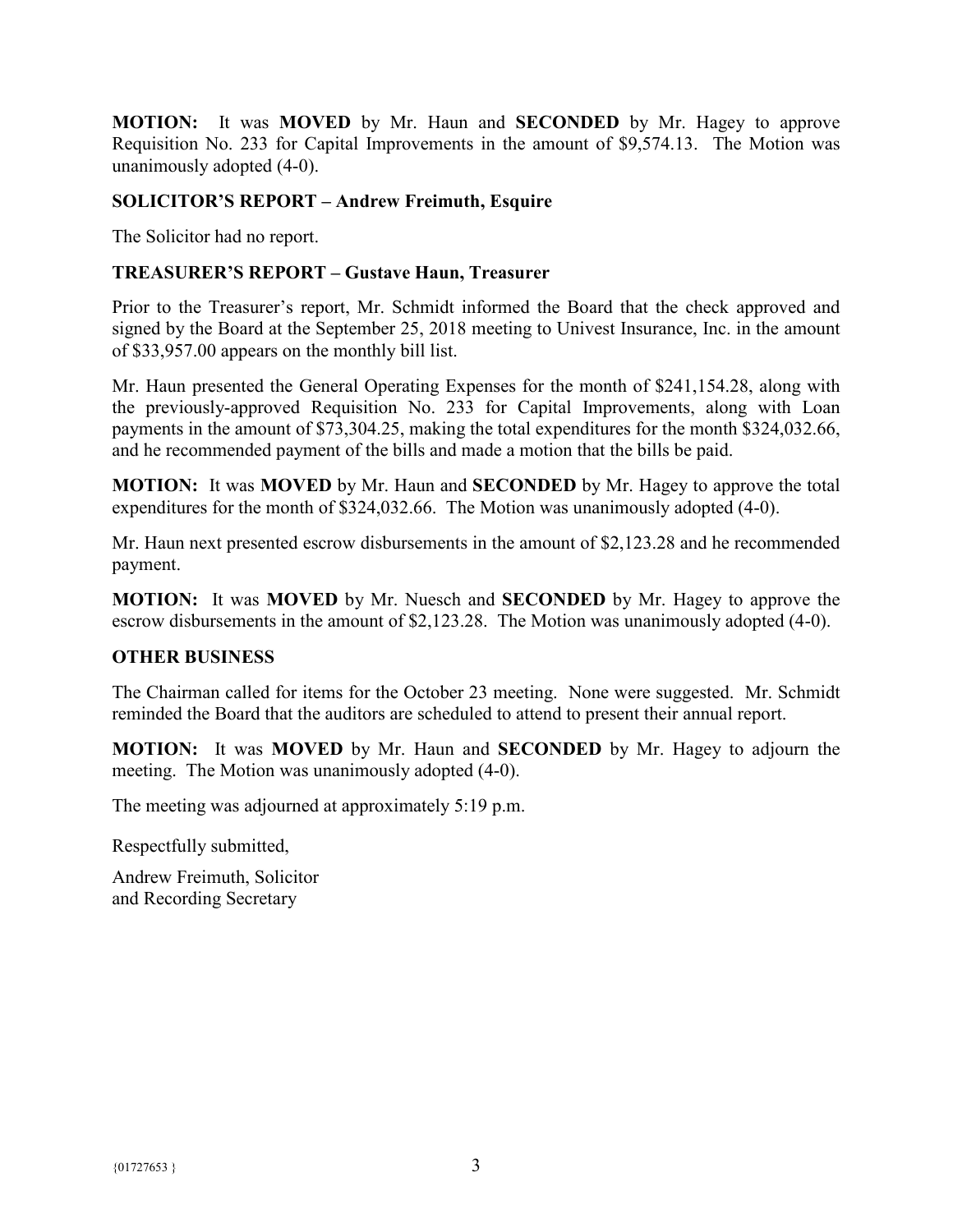**MOTION:** It was **MOVED** by Mr. Haun and **SECONDED** by Mr. Hagey to approve Requisition No. 233 for Capital Improvements in the amount of $9,574.13. The Motion was unanimously adopted (4-0).

### SOLICITOR'S REPORT – Andrew Freimuth, Esquire

The Solicitor had no report.

### TREASURER'S REPORT – Gustave Haun, Treasurer

Prior to the Treasurer's report, Mr. Schmidt informed the Board that the check approved and signed by the Board at the September 25, 2018 meeting to Univest Insurance, Inc. in the amount of $33,957.00 appears on the monthly bill list.

Mr. Haun presented the General Operating Expenses for the month of $241,154.28, along with the previously-approved Requisition No. 233 for Capital Improvements, along with Loan payments in the amount of $73,304.25, making the total expenditures for the month $324,032.66, and he recommended payment of the bills and made a motion that the bills be paid.

**MOTION:** It was **MOVED** by Mr. Haun and **SECONDED** by Mr. Hagey to approve the total expenditures for the month of $324,032.66. The Motion was unanimously adopted (4-0).

Mr. Haun next presented escrow disbursements in the amount of $2,123.28 and he recommended payment.

**MOTION:** It was **MOVED** by Mr. Nuesch and **SECONDED** by Mr. Hagey to approve the escrow disbursements in the amount of $2,123.28. The Motion was unanimously adopted (4-0).

### OTHER BUSINESS

The Chairman called for items for the October 23 meeting. None were suggested. Mr. Schmidt reminded the Board that the auditors are scheduled to attend to present their annual report.

**MOTION:** It was **MOVED** by Mr. Haun and **SECONDED** by Mr. Hagey to adjourn the meeting. The Motion was unanimously adopted (4-0).

The meeting was adjourned at approximately 5:19 p.m.

Respectfully submitted,

Andrew Freimuth, Solicitor
and Recording Secretary

{01727653 }